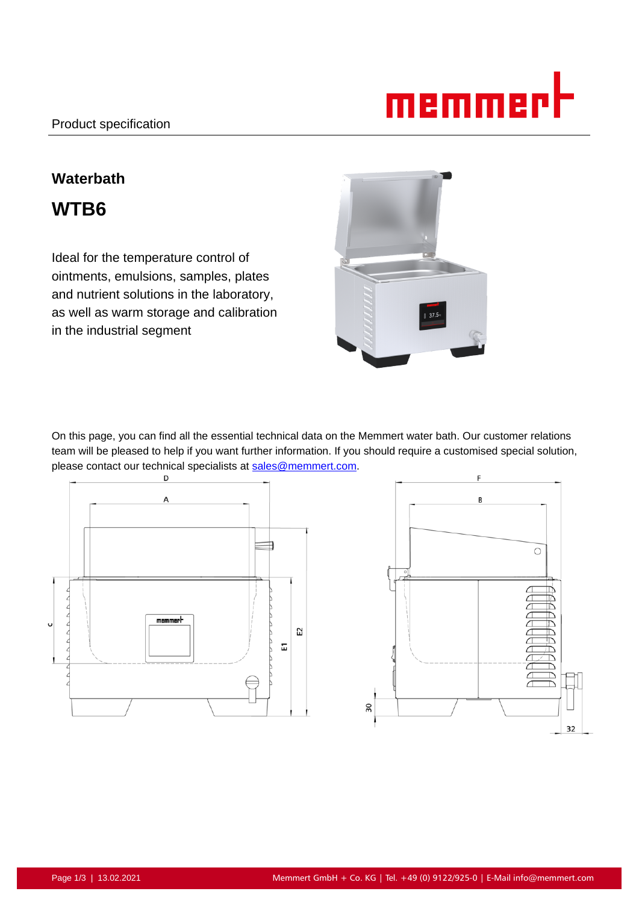Product specification

## Waterbath

# WTB6

Ideal for the temperature control of ointments, emulsions, samples, plates and nutrient solutions in the laboratory, as well as warm storage and calibration in the industrial segment

On this page, you can find all the essential technical data on the Memmert water bath. Our customer relations team will be pleased to help if you want further information. If you should require a customised special solution, please contact our technical specialists at sales@memmert.com.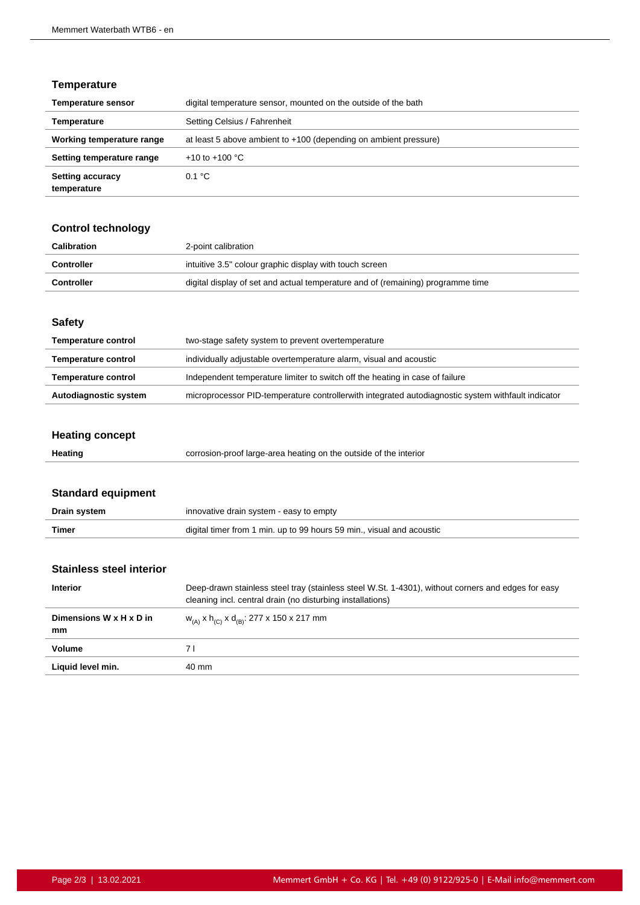## Temperature

| | |
|---|---|
| **Temperature sensor** | digital temperature sensor, mounted on the outside of the bath |
| **Temperature** | Setting Celsius / Fahrenheit |
| **Working temperature range** | at least 5 above ambient to +100 (depending on ambient pressure) |
| **Setting temperature range** | +10 to +100 °C |
| **Setting accuracy temperature** | 0.1 °C |

## Control technology

| | |
|---|---|
| **Calibration** | 2-point calibration |
| **Controller** | intuitive 3.5" colour graphic display with touch screen |
| **Controller** | digital display of set and actual temperature and of (remaining) programme time |

## Safety

| | |
|---|---|
| **Temperature control** | two-stage safety system to prevent overtemperature |
| **Temperature control** | individually adjustable overtemperature alarm, visual and acoustic |
| **Temperature control** | Independent temperature limiter to switch off the heating in case of failure |
| **Autodiagnostic system** | microprocessor PID-temperature controllerwith integrated autodiagnostic system withfault indicator |

## Heating concept

| | |
|---|---|
| **Heating** | corrosion-proof large-area heating on the outside of the interior |

## Standard equipment

| | |
|---|---|
| **Drain system** | innovative drain system - easy to empty |
| **Timer** | digital timer from 1 min. up to 99 hours 59 min., visual and acoustic |

## Stainless steel interior

| | |
|---|---|
| **Interior** | Deep-drawn stainless steel tray (stainless steel W.St. 1-4301), without corners and edges for easy cleaning incl. central drain (no disturbing installations) |
| **Dimensions W x H x D in mm** | $w_{(A)}$ x $h_{(C)}$ x $d_{(B)}$: 277 x 150 x 217 mm |
| **Volume** | 7 l |
| **Liquid level min.** | 40 mm |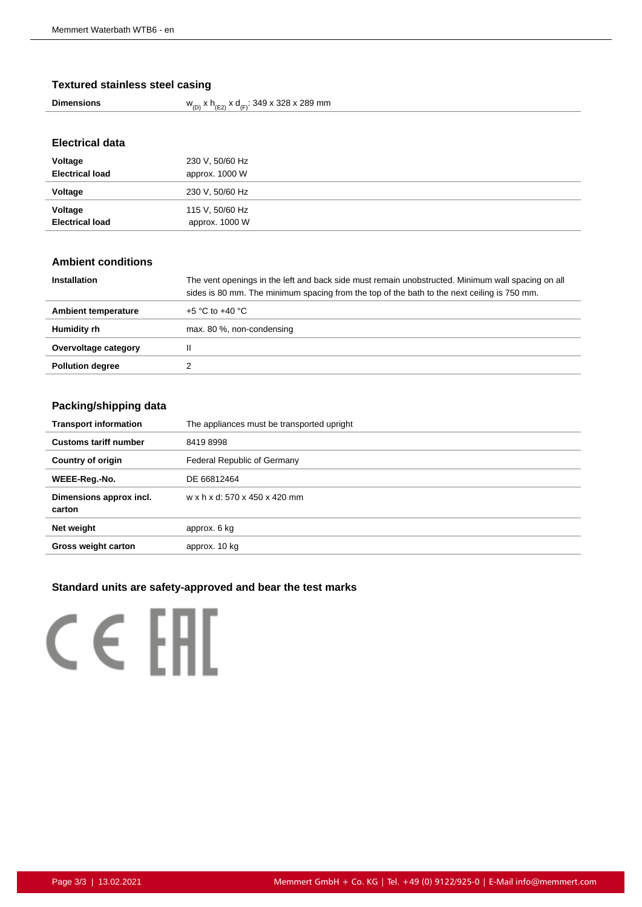## Textured stainless steel casing

| | |
|---|---|
| **Dimensions** | $w_{(D)}$ x $h_{(E2)}$ x $d_{(F)}$: 349 x 328 x 289 mm |

## Electrical data

| | |
|---|---|
| **Voltage** | 230 V, 50/60 Hz |
| **Electrical load** | approx. 1000 W |
| **Voltage** | 230 V, 50/60 Hz |
| **Voltage** | 115 V, 50/60 Hz |
| **Electrical load** | approx. 1000 W |

## Ambient conditions

| | |
|---|---|
| **Installation** | The vent openings in the left and back side must remain unobstructed. Minimum wall spacing on all sides is 80 mm. The minimum spacing from the top of the bath to the next ceiling is 750 mm. |
| **Ambient temperature** | +5 °C to +40 °C |
| **Humidity rh** | max. 80 %, non-condensing |
| **Overvoltage category** | II |
| **Pollution degree** | 2 |

## Packing/shipping data

| | |
|---|---|
| **Transport information** | The appliances must be transported upright |
| **Customs tariff number** | 8419 8998 |
| **Country of origin** | Federal Republic of Germany |
| **WEEE-Reg.-No.** | DE 66812464 |
| **Dimensions approx incl. carton** | w x h x d: 570 x 450 x 420 mm |
| **Net weight** | approx. 6 kg |
| **Gross weight carton** | approx. 10 kg |

## Standard units are safety-approved and bear the test marks

CE EAC